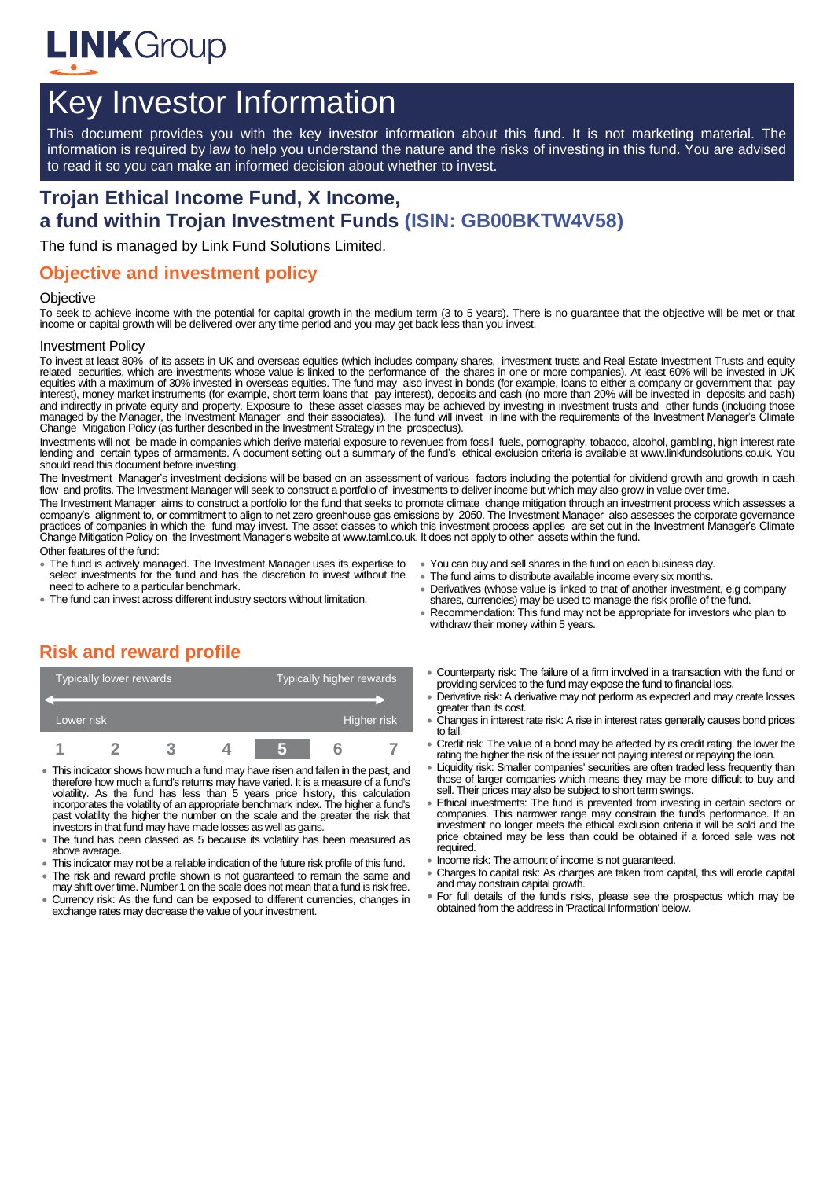# Key Investor Information

This document provides you with the key investor information about this fund. It is not marketing material. The information is required by law to help you understand the nature and the risks of investing in this fund. You are advised to read it so you can make an informed decision about whether to invest.

## Trojan Ethical Income Fund, X Income, a fund within Trojan Investment Funds (ISIN: GB00BKTW4V58)

The fund is managed by Link Fund Solutions Limited.

## Objective and investment policy

### Objective

To seek to achieve income with the potential for capital growth in the medium term (3 to 5 years). There is no guarantee that the objective will be met or that income or capital growth will be delivered over any time period and you may get back less than you invest.

### Investment Policy

To invest at least 80% of its assets in UK and overseas equities (which includes company shares, investment trusts and Real Estate Investment Trusts and equity related securities, which are investments whose value is linked to the performance of the shares in one or more companies). At least 60% will be invested in UK equities with a maximum of 30% invested in overseas equities. The fund may also invest in bonds (for example, loans to either a company or government that pay interest), money market instruments (for example, short term loans that pay interest), deposits and cash (no more than 20% will be invested in deposits and cash) and indirectly in private equity and property. Exposure to these asset classes may be achieved by investing in investment trusts and other funds (including those managed by the Manager, the Investment Manager and their associates). The fund will invest in line with the requirements of the Investment Manager's Climate Change Mitigation Policy (as further described in the Investment Strategy in the prospectus).

Investments will not be made in companies which derive material exposure to revenues from fossil fuels, pornography, tobacco, alcohol, gambling, high interest rate lending and certain types of armaments. A document setting out a summary of the fund's ethical exclusion criteria is available at www.linkfundsolutions.co.uk. You should read this document before investing.

The Investment Manager's investment decisions will be based on an assessment of various factors including the potential for dividend growth and growth in cash flow and profits. The Investment Manager will seek to construct a portfolio of investments to deliver income but which may also grow in value over time.

The Investment Manager aims to construct a portfolio for the fund that seeks to promote climate change mitigation through an investment process which assesses a company's alignment to, or commitment to align to net zero greenhouse gas emissions by 2050. The Investment Manager also assesses the corporate governance practices of companies in which the fund may invest. The asset classes to which this investment process applies are set out in the Investment Manager's Climate Change Mitigation Policy on the Investment Manager's website at www.taml.co.uk. It does not apply to other assets within the fund.

Other features of the fund:

- The fund is actively managed. The Investment Manager uses its expertise to select investments for the fund and has the discretion to invest without the need to adhere to a particular benchmark.
- The fund can invest across different industry sectors without limitation.
- You can buy and sell shares in the fund on each business day.
- The fund aims to distribute available income every six months.
- Derivatives (whose value is linked to that of another investment, e.g company shares, currencies) may be used to manage the risk profile of the fund.
- Recommendation: This fund may not be appropriate for investors who plan to withdraw their money within 5 years.

## Risk and reward profile

| Typically lower rewards | | | | | | Typically higher rewards |
|---|---|---|---|---|---|---|
| Lower risk | | | | | | Higher risk |
| 1 | 2 | 3 | 4 | **5** | 6 | 7 |

- This indicator shows how much a fund may have risen and fallen in the past, and therefore how much a fund's returns may have varied. It is a measure of a fund's volatility. As the fund has less than 5 years price history, this calculation incorporates the volatility of an appropriate benchmark index. The higher a fund's past volatility the higher the number on the scale and the greater the risk that investors in that fund may have made losses as well as gains.
- The fund has been classed as 5 because its volatility has been measured as above average.
- This indicator may not be a reliable indication of the future risk profile of this fund.
- The risk and reward profile shown is not guaranteed to remain the same and may shift over time. Number 1 on the scale does not mean that a fund is risk free.
- Currency risk: As the fund can be exposed to different currencies, changes in exchange rates may decrease the value of your investment.
- Counterparty risk: The failure of a firm involved in a transaction with the fund or providing services to the fund may expose the fund to financial loss.
- Derivative risk: A derivative may not perform as expected and may create losses greater than its cost.
- Changes in interest rate risk: A rise in interest rates generally causes bond prices to fall.
- Credit risk: The value of a bond may be affected by its credit rating, the lower the rating the higher the risk of the issuer not paying interest or repaying the loan.
- Liquidity risk: Smaller companies' securities are often traded less frequently than those of larger companies which means they may be more difficult to buy and sell. Their prices may also be subject to short term swings.
- Ethical investments: The fund is prevented from investing in certain sectors or companies. This narrower range may constrain the fund's performance. If an investment no longer meets the ethical exclusion criteria it will be sold and the price obtained may be less than could be obtained if a forced sale was not required.
- Income risk: The amount of income is not guaranteed.
- Charges to capital risk: As charges are taken from capital, this will erode capital and may constrain capital growth.
- For full details of the fund's risks, please see the prospectus which may be obtained from the address in 'Practical Information' below.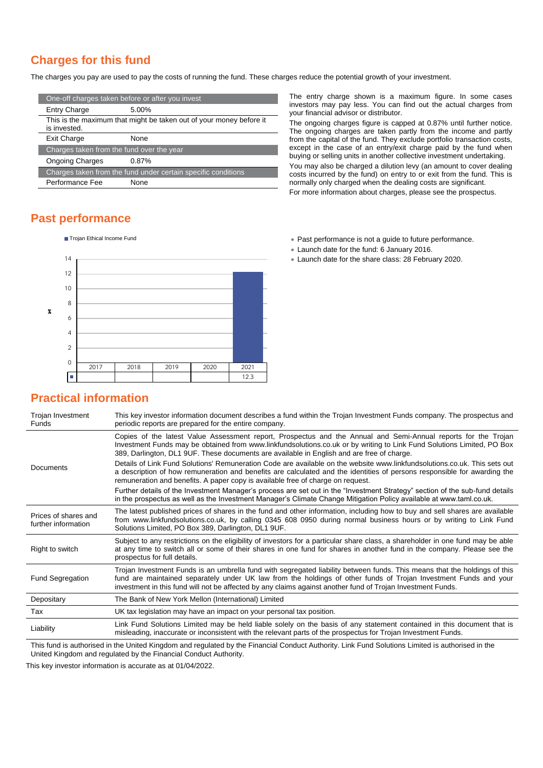## Charges for this fund

The charges you pay are used to pay the costs of running the fund. These charges reduce the potential growth of your investment.

| | |
|---|---|
| **One-off charges taken before or after you invest** | |
| Entry Charge | 5.00% |
| This is the maximum that might be taken out of your money before it is invested. | |
| Exit Charge | None |
| **Charges taken from the fund over the year** | |
| Ongoing Charges | 0.87% |
| **Charges taken from the fund under certain specific conditions** | |
| Performance Fee | None |

The entry charge shown is a maximum figure. In some cases investors may pay less. You can find out the actual charges from your financial advisor or distributor.

The ongoing charges figure is capped at 0.87% until further notice. The ongoing charges are taken partly from the income and partly from the capital of the fund. They exclude portfolio transaction costs, except in the case of an entry/exit charge paid by the fund when buying or selling units in another collective investment undertaking.

You may also be charged a dilution levy (an amount to cover dealing costs incurred by the fund) on entry to or exit from the fund. This is normally only charged when the dealing costs are significant.

For more information about charges, please see the prospectus.

## Past performance

Trojan Ethical Income Fund

%

14
12
10
8
6
4
2
0

2017 2018 2019 2020 2021

12.3

- Past performance is not a guide to future performance.
- Launch date for the fund: 6 January 2016.
- Launch date for the share class: 28 February 2020.

## Practical information

| | |
|---|---|
| Trojan Investment Funds | This key investor information document describes a fund within the Trojan Investment Funds company. The prospectus and periodic reports are prepared for the entire company. |
| Documents | Copies of the latest Value Assessment report, Prospectus and the Annual and Semi-Annual reports for the Trojan Investment Funds may be obtained from www.linkfundsolutions.co.uk or by writing to Link Fund Solutions Limited, PO Box 389, Darlington, DL1 9UF. These documents are available in English and are free of charge.<br>Details of Link Fund Solutions' Remuneration Code are available on the website www.linkfundsolutions.co.uk. This sets out a description of how remuneration and benefits are calculated and the identities of persons responsible for awarding the remuneration and benefits. A paper copy is available free of charge on request.<br>Further details of the Investment Manager's process are set out in the "Investment Strategy" section of the sub-fund details in the prospectus as well as the Investment Manager's Climate Change Mitigation Policy available at www.taml.co.uk. |
| Prices of shares and further information | The latest published prices of shares in the fund and other information, including how to buy and sell shares are available from www.linkfundsolutions.co.uk, by calling 0345 608 0950 during normal business hours or by writing to Link Fund Solutions Limited, PO Box 389, Darlington, DL1 9UF. |
| Right to switch | Subject to any restrictions on the eligibility of investors for a particular share class, a shareholder in one fund may be able at any time to switch all or some of their shares in one fund for shares in another fund in the company. Please see the prospectus for full details. |
| Fund Segregation | Trojan Investment Funds is an umbrella fund with segregated liability between funds. This means that the holdings of this fund are maintained separately under UK law from the holdings of other funds of Trojan Investment Funds and your investment in this fund will not be affected by any claims against another fund of Trojan Investment Funds. |
| Depositary | The Bank of New York Mellon (International) Limited |
| Tax | UK tax legislation may have an impact on your personal tax position. |
| Liability | Link Fund Solutions Limited may be held liable solely on the basis of any statement contained in this document that is misleading, inaccurate or inconsistent with the relevant parts of the prospectus for Trojan Investment Funds. |

This fund is authorised in the United Kingdom and regulated by the Financial Conduct Authority. Link Fund Solutions Limited is authorised in the United Kingdom and regulated by the Financial Conduct Authority.

This key investor information is accurate as at 01/04/2022.